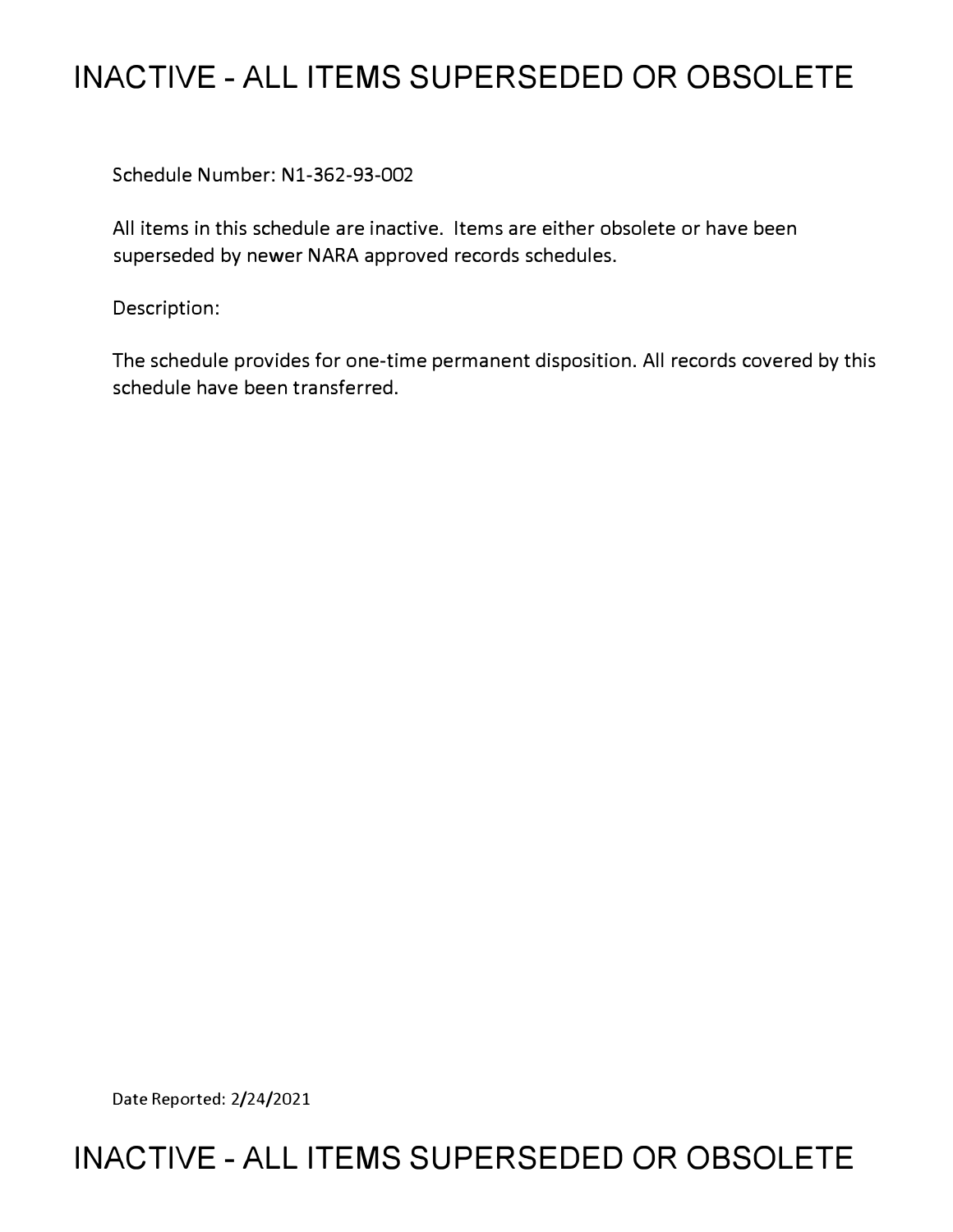# INACTIVE - ALL ITEMS SUPERSEDED OR OBSOLETE

Schedule Number: N1-362-93-002

All items in this schedule are inactive. Items are either obsolete or have been superseded by newer NARA approved records schedules.

Description:

The schedule provides for one-time permanent disposition. All records covered by this schedule have been transferred.

Date Reported: 2/24/2021

# INACTIVE - ALL ITEMS SUPERSEDED OR OBSOLETE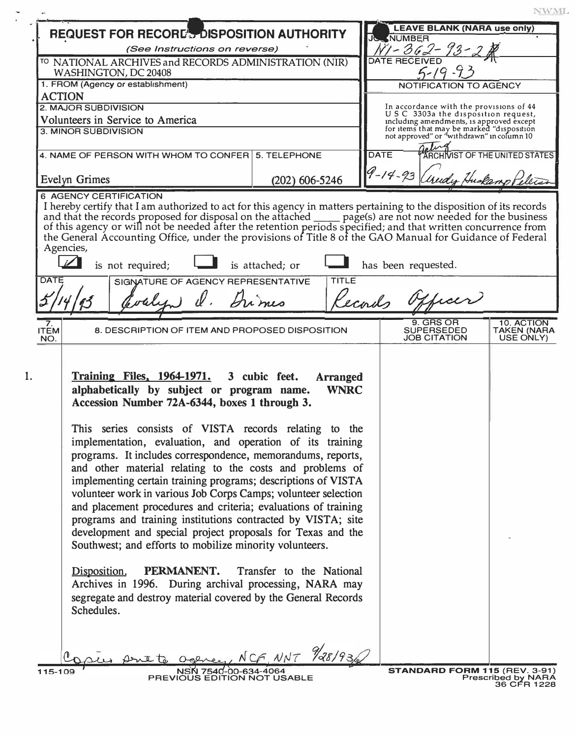NWML

# REQUEST FOR RECORDS DISPOSITION AUTHORITY

*(See Instructions on reverse)*

TO NATIONAL ARCHIVES and RECORDS ADMINISTRATION (NIR) WASHINGTON, DC 20408

| LEAVE BLANK (NARA use only) |
|---|
| JOB NUMBER N1-362-93-2 |
| DATE RECEIVED 5-19-93 |
| NOTIFICATION TO AGENCY |
| In accordance with the provisions of 44 U S C 3303a the disposition request, including amendments, is approved except for items that may be marked "disposition not approved" or "withdrawn" in column 10 |
| DATE 9-14-93 — Acting ARCHIVIST OF THE UNITED STATES (signature) |

1. FROM (Agency or establishment)
ACTION

2. MAJOR SUBDIVISION
Volunteers in Service to America

3. MINOR SUBDIVISION

4. NAME OF PERSON WITH WHOM TO CONFER: Evelyn Grimes

5. TELEPHONE: (202) 606-5246

6. AGENCY CERTIFICATION

I hereby certify that I am authorized to act for this agency in matters pertaining to the disposition of its records and that the records proposed for disposal on the attached ____ page(s) are not now needed for the business of this agency or will not be needed after the retention periods specified; and that written concurrence from the General Accounting Office, under the provisions of Title 8 of the GAO Manual for Guidance of Federal Agencies,

☑ is not required; ☐ is attached; or ☐ has been requested.

| DATE | SIGNATURE OF AGENCY REPRESENTATIVE | TITLE |
|---|---|---|
| 5/14/93 | Evelyn D. Grimes | Records Officer |

| 7. ITEM NO. | 8. DESCRIPTION OF ITEM AND PROPOSED DISPOSITION | 9. GRS OR SUPERSEDED JOB CITATION | 10. ACTION TAKEN (NARA USE ONLY) |
|---|---|---|---|
| 1. | **Training Files, 1964-1971. 3 cubic feet. Arranged alphabetically by subject or program name. WNRC Accession Number 72A-6344, boxes 1 through 3.**<br><br>This series consists of VISTA records relating to the implementation, evaluation, and operation of its training programs. It includes correspondence, memorandums, reports, and other material relating to the costs and problems of implementing certain training programs; descriptions of VISTA volunteer work in various Job Corps Camps; volunteer selection and placement procedures and criteria; evaluations of training programs and training institutions contracted by VISTA; site development and special project proposals for Texas and the Southwest; and efforts to mobilize minority volunteers.<br><br>Disposition. **PERMANENT.** Transfer to the National Archives in 1996. During archival processing, NARA may segregate and destroy material covered by the General Records Schedules. | | - |

Copies sent to agency, NCF, NNT 9/28/93

115-109 NSN 7540-00-634-4064 PREVIOUS EDITION NOT USABLE

STANDARD FORM 115 (REV. 3-91) Prescribed by NARA 36 CFR 1228